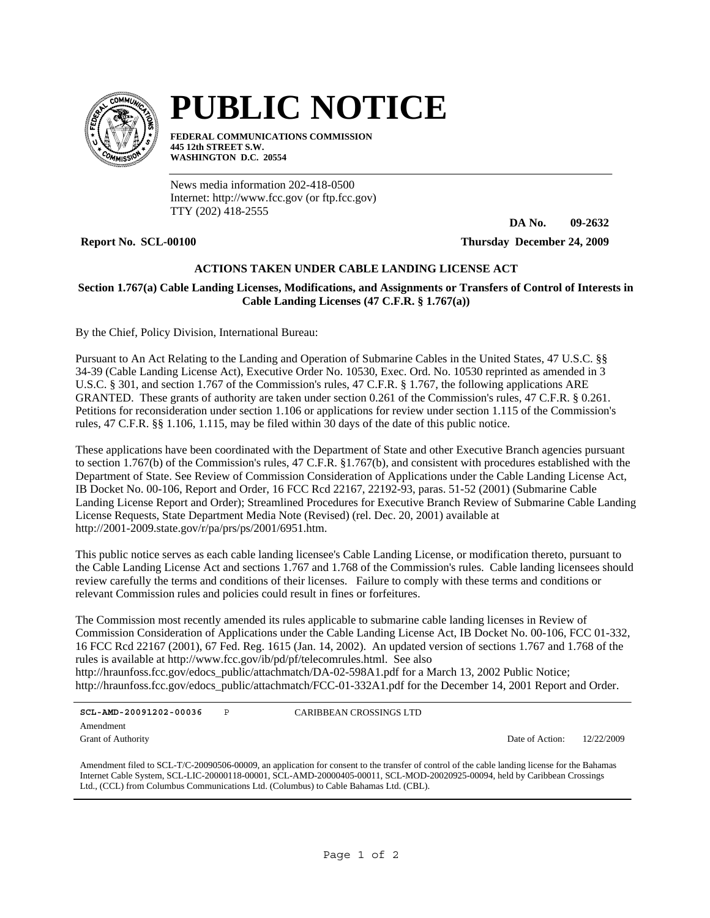# PUBLIC NOTICE

**FEDERAL COMMUNICATIONS COMMISSION**
**445 12th STREET S.W.**
**WASHINGTON D.C. 20554**

News media information 202-418-0500
Internet: http://www.fcc.gov (or ftp.fcc.gov)
TTY (202) 418-2555

**DA No. 09-2632**

**Report No. SCL-00100** **Thursday December 24, 2009**

### ACTIONS TAKEN UNDER CABLE LANDING LICENSE ACT

**Section 1.767(a) Cable Landing Licenses, Modifications, and Assignments or Transfers of Control of Interests in Cable Landing Licenses (47 C.F.R. § 1.767(a))**

By the Chief, Policy Division, International Bureau:

Pursuant to An Act Relating to the Landing and Operation of Submarine Cables in the United States, 47 U.S.C. §§ 34-39 (Cable Landing License Act), Executive Order No. 10530, Exec. Ord. No. 10530 reprinted as amended in 3 U.S.C. § 301, and section 1.767 of the Commission's rules, 47 C.F.R. § 1.767, the following applications ARE GRANTED. These grants of authority are taken under section 0.261 of the Commission's rules, 47 C.F.R. § 0.261. Petitions for reconsideration under section 1.106 or applications for review under section 1.115 of the Commission's rules, 47 C.F.R. §§ 1.106, 1.115, may be filed within 30 days of the date of this public notice.

These applications have been coordinated with the Department of State and other Executive Branch agencies pursuant to section 1.767(b) of the Commission's rules, 47 C.F.R. §1.767(b), and consistent with procedures established with the Department of State. See Review of Commission Consideration of Applications under the Cable Landing License Act, IB Docket No. 00-106, Report and Order, 16 FCC Rcd 22167, 22192-93, paras. 51-52 (2001) (Submarine Cable Landing License Report and Order); Streamlined Procedures for Executive Branch Review of Submarine Cable Landing License Requests, State Department Media Note (Revised) (rel. Dec. 20, 2001) available at http://2001-2009.state.gov/r/pa/prs/ps/2001/6951.htm.

This public notice serves as each cable landing licensee's Cable Landing License, or modification thereto, pursuant to the Cable Landing License Act and sections 1.767 and 1.768 of the Commission's rules. Cable landing licensees should review carefully the terms and conditions of their licenses. Failure to comply with these terms and conditions or relevant Commission rules and policies could result in fines or forfeitures.

The Commission most recently amended its rules applicable to submarine cable landing licenses in Review of Commission Consideration of Applications under the Cable Landing License Act, IB Docket No. 00-106, FCC 01-332, 16 FCC Rcd 22167 (2001), 67 Fed. Reg. 1615 (Jan. 14, 2002). An updated version of sections 1.767 and 1.768 of the rules is available at http://www.fcc.gov/ib/pd/pf/telecomrules.html. See also http://hraunfoss.fcc.gov/edocs_public/attachmatch/DA-02-598A1.pdf for a March 13, 2002 Public Notice; http://hraunfoss.fcc.gov/edocs_public/attachmatch/FCC-01-332A1.pdf for the December 14, 2001 Report and Order.

---

**SCL-AMD-20091202-00036** P CARIBBEAN CROSSINGS LTD

Amendment

Grant of Authority Date of Action: 12/22/2009

Amendment filed to SCL-T/C-20090506-00009, an application for consent to the transfer of control of the cable landing license for the Bahamas Internet Cable System, SCL-LIC-20000118-00001, SCL-AMD-20000405-00011, SCL-MOD-20020925-00094, held by Caribbean Crossings Ltd., (CCL) from Columbus Communications Ltd. (Columbus) to Cable Bahamas Ltd. (CBL).

---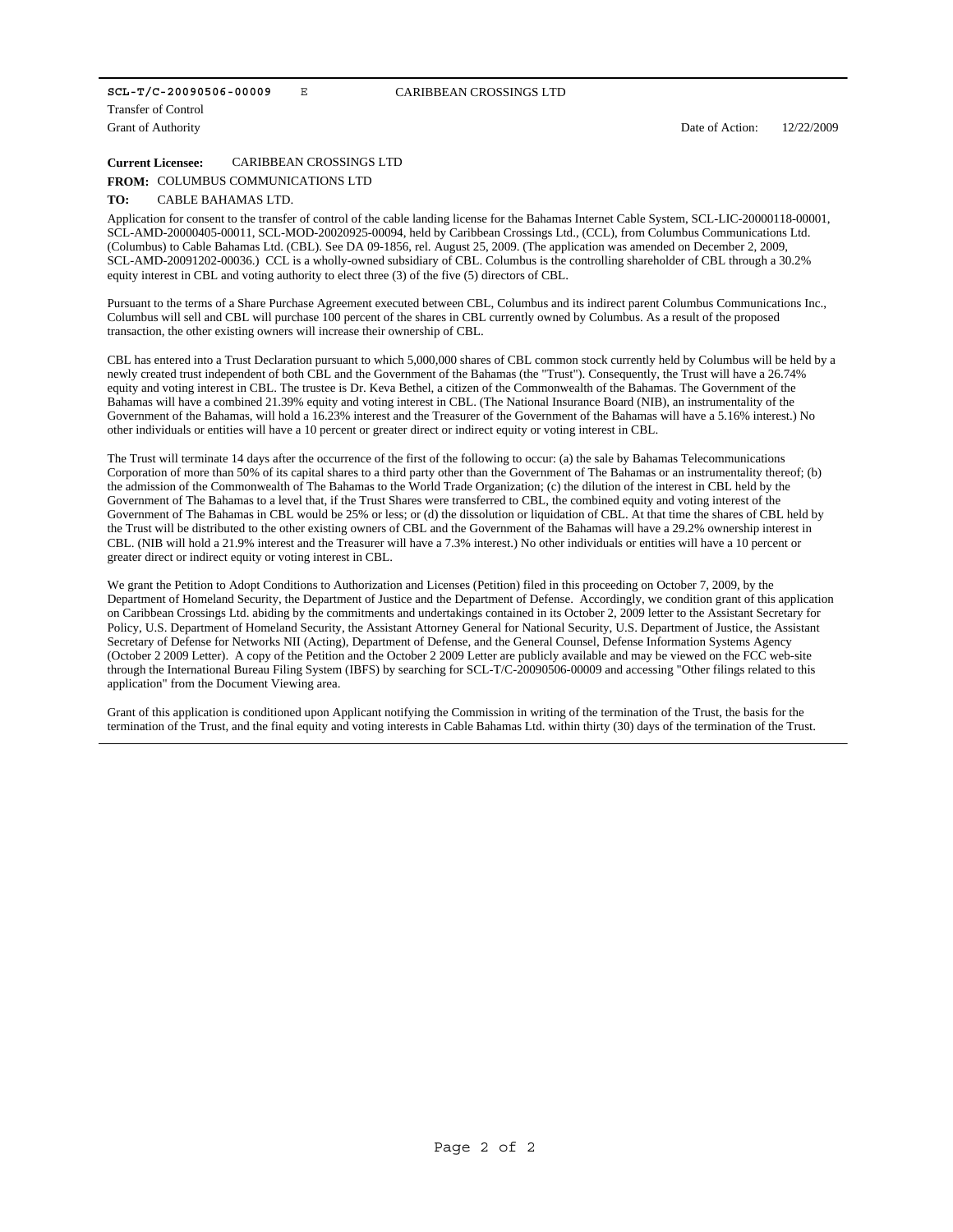**SCL-T/C-20090506-00009** E CARIBBEAN CROSSINGS LTD

Transfer of Control

Grant of Authority Date of Action: 12/22/2009

**Current Licensee:** CARIBBEAN CROSSINGS LTD

**FROM:** COLUMBUS COMMUNICATIONS LTD

**TO:** CABLE BAHAMAS LTD.

Application for consent to the transfer of control of the cable landing license for the Bahamas Internet Cable System, SCL-LIC-20000118-00001, SCL-AMD-20000405-00011, SCL-MOD-20020925-00094, held by Caribbean Crossings Ltd., (CCL), from Columbus Communications Ltd. (Columbus) to Cable Bahamas Ltd. (CBL). See DA 09-1856, rel. August 25, 2009. (The application was amended on December 2, 2009, SCL-AMD-20091202-00036.) CCL is a wholly-owned subsidiary of CBL. Columbus is the controlling shareholder of CBL through a 30.2% equity interest in CBL and voting authority to elect three (3) of the five (5) directors of CBL.

Pursuant to the terms of a Share Purchase Agreement executed between CBL, Columbus and its indirect parent Columbus Communications Inc., Columbus will sell and CBL will purchase 100 percent of the shares in CBL currently owned by Columbus. As a result of the proposed transaction, the other existing owners will increase their ownership of CBL.

CBL has entered into a Trust Declaration pursuant to which 5,000,000 shares of CBL common stock currently held by Columbus will be held by a newly created trust independent of both CBL and the Government of the Bahamas (the "Trust"). Consequently, the Trust will have a 26.74% equity and voting interest in CBL. The trustee is Dr. Keva Bethel, a citizen of the Commonwealth of the Bahamas. The Government of the Bahamas will have a combined 21.39% equity and voting interest in CBL. (The National Insurance Board (NIB), an instrumentality of the Government of the Bahamas, will hold a 16.23% interest and the Treasurer of the Government of the Bahamas will have a 5.16% interest.) No other individuals or entities will have a 10 percent or greater direct or indirect equity or voting interest in CBL.

The Trust will terminate 14 days after the occurrence of the first of the following to occur: (a) the sale by Bahamas Telecommunications Corporation of more than 50% of its capital shares to a third party other than the Government of The Bahamas or an instrumentality thereof; (b) the admission of the Commonwealth of The Bahamas to the World Trade Organization; (c) the dilution of the interest in CBL held by the Government of The Bahamas to a level that, if the Trust Shares were transferred to CBL, the combined equity and voting interest of the Government of The Bahamas in CBL would be 25% or less; or (d) the dissolution or liquidation of CBL. At that time the shares of CBL held by the Trust will be distributed to the other existing owners of CBL and the Government of the Bahamas will have a 29.2% ownership interest in CBL. (NIB will hold a 21.9% interest and the Treasurer will have a 7.3% interest.) No other individuals or entities will have a 10 percent or greater direct or indirect equity or voting interest in CBL.

We grant the Petition to Adopt Conditions to Authorization and Licenses (Petition) filed in this proceeding on October 7, 2009, by the Department of Homeland Security, the Department of Justice and the Department of Defense. Accordingly, we condition grant of this application on Caribbean Crossings Ltd. abiding by the commitments and undertakings contained in its October 2, 2009 letter to the Assistant Secretary for Policy, U.S. Department of Homeland Security, the Assistant Attorney General for National Security, U.S. Department of Justice, the Assistant Secretary of Defense for Networks NII (Acting), Department of Defense, and the General Counsel, Defense Information Systems Agency (October 2 2009 Letter). A copy of the Petition and the October 2 2009 Letter are publicly available and may be viewed on the FCC web-site through the International Bureau Filing System (IBFS) by searching for SCL-T/C-20090506-00009 and accessing "Other filings related to this application" from the Document Viewing area.

Grant of this application is conditioned upon Applicant notifying the Commission in writing of the termination of the Trust, the basis for the termination of the Trust, and the final equity and voting interests in Cable Bahamas Ltd. within thirty (30) days of the termination of the Trust.